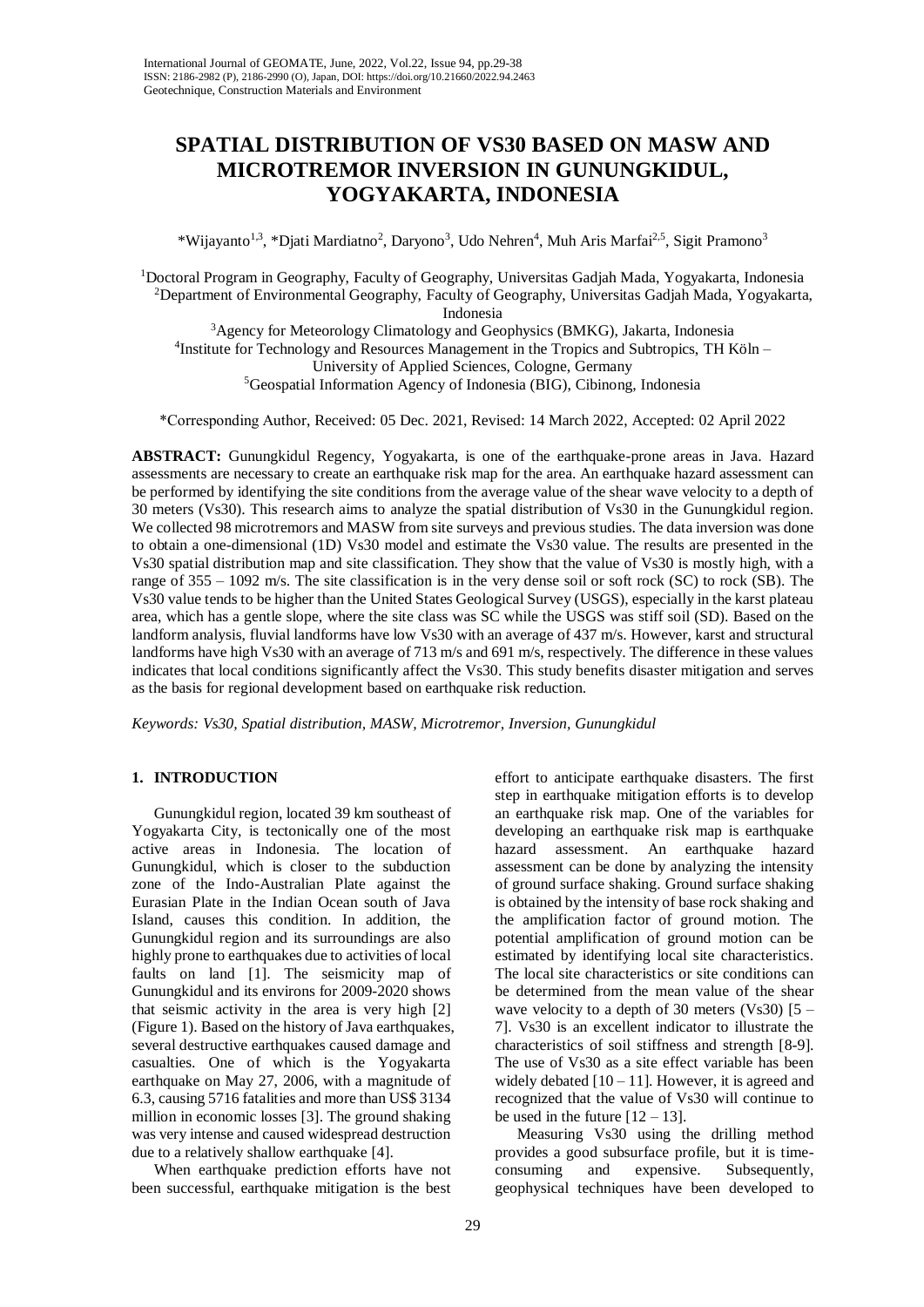# SPATIAL DISTRIBUTION OF VS30 BASED ON MASW AND MICROTREMOR INVERSION IN GUNUNGKIDUL, YOGYAKARTA, INDONESIA

*Wijayanto[1,3], *Djati Mardiatno[2], Daryono[3], Udo Nehren[4], Muh Aris Marfai[2,5], Sigit Pramono[3]

[1]Doctoral Program in Geography, Faculty of Geography, Universitas Gadjah Mada, Yogyakarta, Indonesia
[2]Department of Environmental Geography, Faculty of Geography, Universitas Gadjah Mada, Yogyakarta, Indonesia
[3]Agency for Meteorology Climatology and Geophysics (BMKG), Jakarta, Indonesia
[4]Institute for Technology and Resources Management in the Tropics and Subtropics, TH Köln – University of Applied Sciences, Cologne, Germany
[5]Geospatial Information Agency of Indonesia (BIG), Cibinong, Indonesia

*Corresponding Author, Received: 05 Dec. 2021, Revised: 14 March 2022, Accepted: 02 April 2022

**ABSTRACT:** Gunungkidul Regency, Yogyakarta, is one of the earthquake-prone areas in Java. Hazard assessments are necessary to create an earthquake risk map for the area. An earthquake hazard assessment can be performed by identifying the site conditions from the average value of the shear wave velocity to a depth of 30 meters (Vs30). This research aims to analyze the spatial distribution of Vs30 in the Gunungkidul region. We collected 98 microtremors and MASW from site surveys and previous studies. The data inversion was done to obtain a one-dimensional (1D) Vs30 model and estimate the Vs30 value. The results are presented in the Vs30 spatial distribution map and site classification. They show that the value of Vs30 is mostly high, with a range of 355 – 1092 m/s. The site classification is in the very dense soil or soft rock (SC) to rock (SB). The Vs30 value tends to be higher than the United States Geological Survey (USGS), especially in the karst plateau area, which has a gentle slope, where the site class was SC while the USGS was stiff soil (SD). Based on the landform analysis, fluvial landforms have low Vs30 with an average of 437 m/s. However, karst and structural landforms have high Vs30 with an average of 713 m/s and 691 m/s, respectively. The difference in these values indicates that local conditions significantly affect the Vs30. This study benefits disaster mitigation and serves as the basis for regional development based on earthquake risk reduction.

*Keywords: Vs30, Spatial distribution, MASW, Microtremor, Inversion, Gunungkidul*

## 1. INTRODUCTION

Gunungkidul region, located 39 km southeast of Yogyakarta City, is tectonically one of the most active areas in Indonesia. The location of Gunungkidul, which is closer to the subduction zone of the Indo-Australian Plate against the Eurasian Plate in the Indian Ocean south of Java Island, causes this condition. In addition, the Gunungkidul region and its surroundings are also highly prone to earthquakes due to activities of local faults on land [1]. The seismicity map of Gunungkidul and its environs for 2009-2020 shows that seismic activity in the area is very high [2] (Figure 1). Based on the history of Java earthquakes, several destructive earthquakes caused damage and casualties. One of which is the Yogyakarta earthquake on May 27, 2006, with a magnitude of 6.3, causing 5716 fatalities and more than US$ 3134 million in economic losses [3]. The ground shaking was very intense and caused widespread destruction due to a relatively shallow earthquake [4].

When earthquake prediction efforts have not been successful, earthquake mitigation is the best effort to anticipate earthquake disasters. The first step in earthquake mitigation efforts is to develop an earthquake risk map. One of the variables for developing an earthquake risk map is earthquake hazard assessment. An earthquake hazard assessment can be done by analyzing the intensity of ground surface shaking. Ground surface shaking is obtained by the intensity of base rock shaking and the amplification factor of ground motion. The potential amplification of ground motion can be estimated by identifying local site characteristics. The local site characteristics or site conditions can be determined from the mean value of the shear wave velocity to a depth of 30 meters (Vs30) [5 – 7]. Vs30 is an excellent indicator to illustrate the characteristics of soil stiffness and strength [8-9]. The use of Vs30 as a site effect variable has been widely debated [10 – 11]. However, it is agreed and recognized that the value of Vs30 will continue to be used in the future [12 – 13].

Measuring Vs30 using the drilling method provides a good subsurface profile, but it is time-consuming and expensive. Subsequently, geophysical techniques have been developed to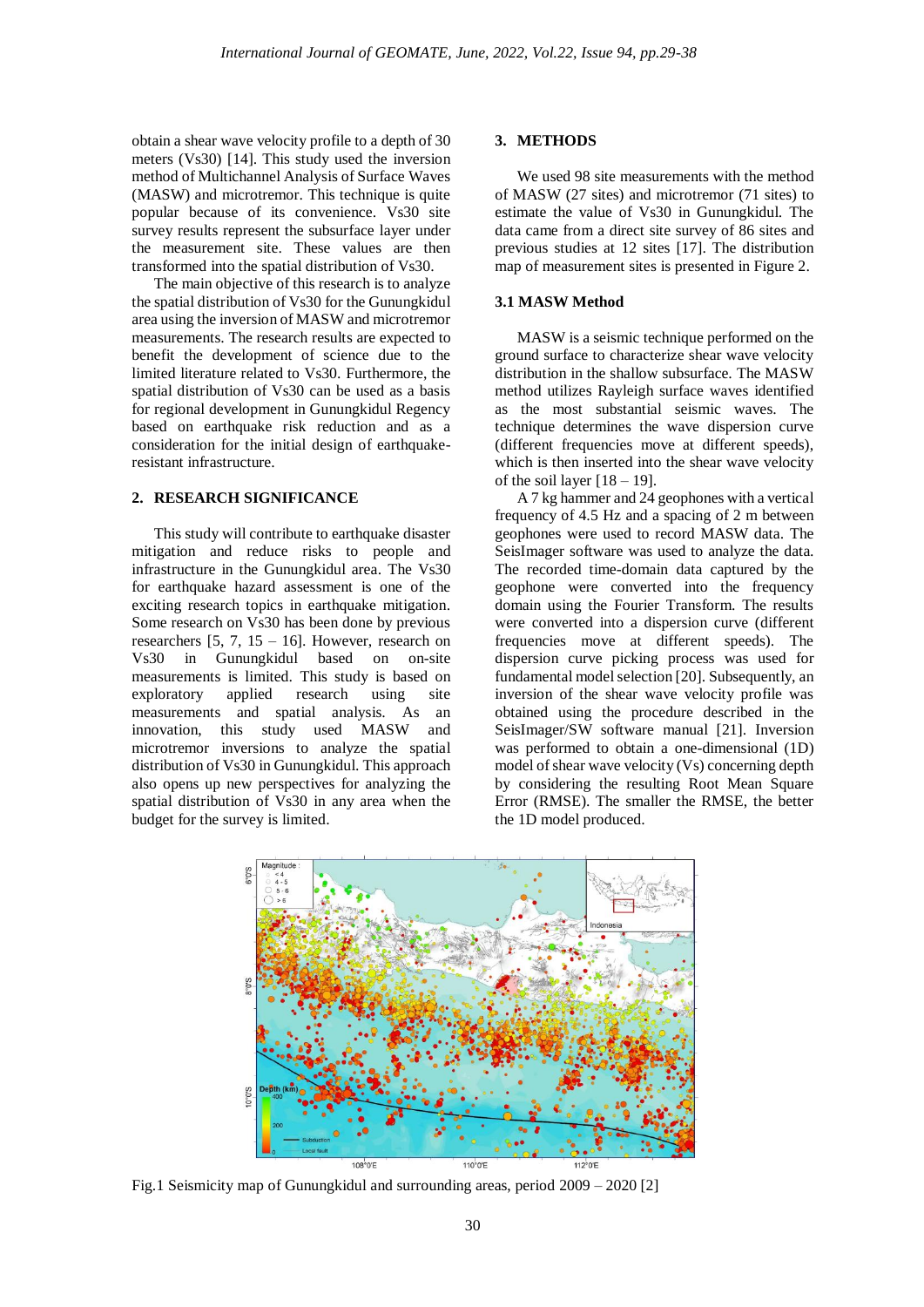obtain a shear wave velocity profile to a depth of 30 meters (Vs30) [14]. This study used the inversion method of Multichannel Analysis of Surface Waves (MASW) and microtremor. This technique is quite popular because of its convenience. Vs30 site survey results represent the subsurface layer under the measurement site. These values are then transformed into the spatial distribution of Vs30.

The main objective of this research is to analyze the spatial distribution of Vs30 for the Gunungkidul area using the inversion of MASW and microtremor measurements. The research results are expected to benefit the development of science due to the limited literature related to Vs30. Furthermore, the spatial distribution of Vs30 can be used as a basis for regional development in Gunungkidul Regency based on earthquake risk reduction and as a consideration for the initial design of earthquake-resistant infrastructure.

## 2. RESEARCH SIGNIFICANCE

This study will contribute to earthquake disaster mitigation and reduce risks to people and infrastructure in the Gunungkidul area. The Vs30 for earthquake hazard assessment is one of the exciting research topics in earthquake mitigation. Some research on Vs30 has been done by previous researchers [5, 7, 15 – 16]. However, research on Vs30 in Gunungkidul based on on-site measurements is limited. This study is based on exploratory applied research using site measurements and spatial analysis. As an innovation, this study used MASW and microtremor inversions to analyze the spatial distribution of Vs30 in Gunungkidul. This approach also opens up new perspectives for analyzing the spatial distribution of Vs30 in any area when the budget for the survey is limited.

## 3. METHODS

We used 98 site measurements with the method of MASW (27 sites) and microtremor (71 sites) to estimate the value of Vs30 in Gunungkidul. The data came from a direct site survey of 86 sites and previous studies at 12 sites [17]. The distribution map of measurement sites is presented in Figure 2.

### 3.1 MASW Method

MASW is a seismic technique performed on the ground surface to characterize shear wave velocity distribution in the shallow subsurface. The MASW method utilizes Rayleigh surface waves identified as the most substantial seismic waves. The technique determines the wave dispersion curve (different frequencies move at different speeds), which is then inserted into the shear wave velocity of the soil layer [18 – 19].

A 7 kg hammer and 24 geophones with a vertical frequency of 4.5 Hz and a spacing of 2 m between geophones were used to record MASW data. The SeisImager software was used to analyze the data. The recorded time-domain data captured by the geophone were converted into the frequency domain using the Fourier Transform. The results were converted into a dispersion curve (different frequencies move at different speeds). The dispersion curve picking process was used for fundamental model selection [20]. Subsequently, an inversion of the shear wave velocity profile was obtained using the procedure described in the SeisImager/SW software manual [21]. Inversion was performed to obtain a one-dimensional (1D) model of shear wave velocity (Vs) concerning depth by considering the resulting Root Mean Square Error (RMSE). The smaller the RMSE, the better the 1D model produced.

Fig.1 Seismicity map of Gunungkidul and surrounding areas, period 2009 – 2020 [2]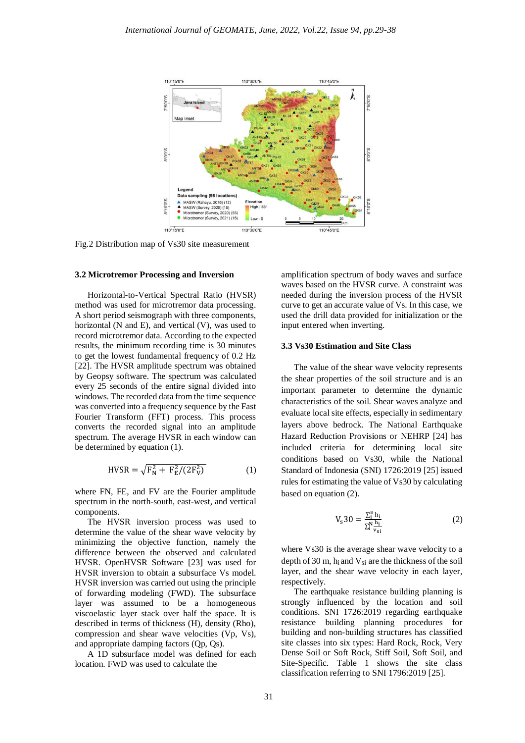Fig.2 Distribution map of Vs30 site measurement

### 3.2 Microtremor Processing and Inversion

Horizontal-to-Vertical Spectral Ratio (HVSR) method was used for microtremor data processing. A short period seismograph with three components, horizontal (N and E), and vertical (V), was used to record microtremor data. According to the expected results, the minimum recording time is 30 minutes to get the lowest fundamental frequency of 0.2 Hz [22]. The HVSR amplitude spectrum was obtained by Geopsy software. The spectrum was calculated every 25 seconds of the entire signal divided into windows. The recorded data from the time sequence was converted into a frequency sequence by the Fast Fourier Transform (FFT) process. This process converts the recorded signal into an amplitude spectrum. The average HVSR in each window can be determined by equation (1).

$$\mathrm{HVSR} = \sqrt{\mathrm{F_N^2} + \mathrm{F_E^2}/(2\mathrm{F_V^2})} \tag{1}$$

where FN, FE, and FV are the Fourier amplitude spectrum in the north-south, east-west, and vertical components.

The HVSR inversion process was used to determine the value of the shear wave velocity by minimizing the objective function, namely the difference between the observed and calculated HVSR. OpenHVSR Software [23] was used for HVSR inversion to obtain a subsurface Vs model. HVSR inversion was carried out using the principle of forwarding modeling (FWD). The subsurface layer was assumed to be a homogeneous viscoelastic layer stack over half the space. It is described in terms of thickness (H), density (Rho), compression and shear wave velocities (Vp, Vs), and appropriate damping factors (Qp, Qs).

A 1D subsurface model was defined for each location. FWD was used to calculate the amplification spectrum of body waves and surface waves based on the HVSR curve. A constraint was needed during the inversion process of the HVSR curve to get an accurate value of Vs. In this case, we used the drill data provided for initialization or the input entered when inverting.

### 3.3 Vs30 Estimation and Site Class

The value of the shear wave velocity represents the shear properties of the soil structure and is an important parameter to determine the dynamic characteristics of the soil. Shear waves analyze and evaluate local site effects, especially in sedimentary layers above bedrock. The National Earthquake Hazard Reduction Provisions or NEHRP [24] has included criteria for determining local site conditions based on Vs30, while the National Standard of Indonesia (SNI) 1726:2019 [25] issued rules for estimating the value of Vs30 by calculating based on equation (2).

$$V_s30 = \frac{\sum_i^n h_i}{\sum_i^N \frac{h_i}{v_{si}}} \tag{2}$$

where Vs30 is the average shear wave velocity to a depth of 30 m, $h_i$ and $V_{si}$ are the thickness of the soil layer, and the shear wave velocity in each layer, respectively.

The earthquake resistance building planning is strongly influenced by the location and soil conditions. SNI 1726:2019 regarding earthquake resistance building planning procedures for building and non-building structures has classified site classes into six types: Hard Rock, Rock, Very Dense Soil or Soft Rock, Stiff Soil, Soft Soil, and Site-Specific. Table 1 shows the site class classification referring to SNI 1796:2019 [25].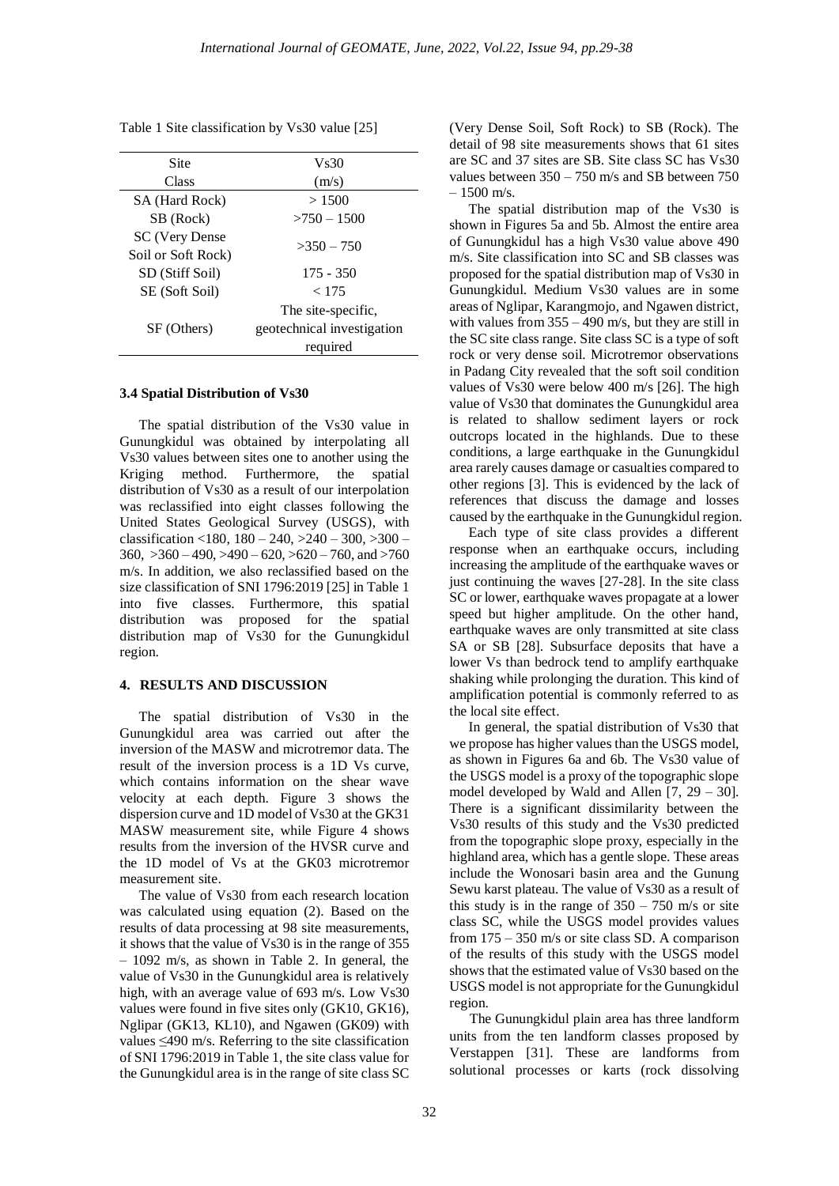Table 1 Site classification by Vs30 value [25]

| Site Class | Vs30 (m/s) |
|---|---|
| SA (Hard Rock) | > 1500 |
| SB (Rock) | >750 – 1500 |
| SC (Very Dense Soil or Soft Rock) | >350 – 750 |
| SD (Stiff Soil) | 175 - 350 |
| SE (Soft Soil) | < 175 |
| SF (Others) | The site-specific, geotechnical investigation required |

### 3.4 Spatial Distribution of Vs30

The spatial distribution of the Vs30 value in Gunungkidul was obtained by interpolating all Vs30 values between sites one to another using the Kriging method. Furthermore, the spatial distribution of Vs30 as a result of our interpolation was reclassified into eight classes following the United States Geological Survey (USGS), with classification <180, 180 – 240, >240 – 300, >300 – 360, >360 – 490, >490 – 620, >620 – 760, and >760 m/s. In addition, we also reclassified based on the size classification of SNI 1796:2019 [25] in Table 1 into five classes. Furthermore, this spatial distribution was proposed for the spatial distribution map of Vs30 for the Gunungkidul region.

## 4. RESULTS AND DISCUSSION

The spatial distribution of Vs30 in the Gunungkidul area was carried out after the inversion of the MASW and microtremor data. The result of the inversion process is a 1D Vs curve, which contains information on the shear wave velocity at each depth. Figure 3 shows the dispersion curve and 1D model of Vs30 at the GK31 MASW measurement site, while Figure 4 shows results from the inversion of the HVSR curve and the 1D model of Vs at the GK03 microtremor measurement site.

The value of Vs30 from each research location was calculated using equation (2). Based on the results of data processing at 98 site measurements, it shows that the value of Vs30 is in the range of 355 – 1092 m/s, as shown in Table 2. In general, the value of Vs30 in the Gunungkidul area is relatively high, with an average value of 693 m/s. Low Vs30 values were found in five sites only (GK10, GK16), Nglipar (GK13, KL10), and Ngawen (GK09) with values ≤490 m/s. Referring to the site classification of SNI 1796:2019 in Table 1, the site class value for the Gunungkidul area is in the range of site class SC (Very Dense Soil, Soft Rock) to SB (Rock). The detail of 98 site measurements shows that 61 sites are SC and 37 sites are SB. Site class SC has Vs30 values between 350 – 750 m/s and SB between 750 – 1500 m/s.

The spatial distribution map of the Vs30 is shown in Figures 5a and 5b. Almost the entire area of Gunungkidul has a high Vs30 value above 490 m/s. Site classification into SC and SB classes was proposed for the spatial distribution map of Vs30 in Gunungkidul. Medium Vs30 values are in some areas of Nglipar, Karangmojo, and Ngawen district, with values from 355 – 490 m/s, but they are still in the SC site class range. Site class SC is a type of soft rock or very dense soil. Microtremor observations in Padang City revealed that the soft soil condition values of Vs30 were below 400 m/s [26]. The high value of Vs30 that dominates the Gunungkidul area is related to shallow sediment layers or rock outcrops located in the highlands. Due to these conditions, a large earthquake in the Gunungkidul area rarely causes damage or casualties compared to other regions [3]. This is evidenced by the lack of references that discuss the damage and losses caused by the earthquake in the Gunungkidul region.

Each type of site class provides a different response when an earthquake occurs, including increasing the amplitude of the earthquake waves or just continuing the waves [27-28]. In the site class SC or lower, earthquake waves propagate at a lower speed but higher amplitude. On the other hand, earthquake waves are only transmitted at site class SA or SB [28]. Subsurface deposits that have a lower Vs than bedrock tend to amplify earthquake shaking while prolonging the duration. This kind of amplification potential is commonly referred to as the local site effect.

In general, the spatial distribution of Vs30 that we propose has higher values than the USGS model, as shown in Figures 6a and 6b. The Vs30 value of the USGS model is a proxy of the topographic slope model developed by Wald and Allen [7, 29 – 30]. There is a significant dissimilarity between the Vs30 results of this study and the Vs30 predicted from the topographic slope proxy, especially in the highland area, which has a gentle slope. These areas include the Wonosari basin area and the Gunung Sewu karst plateau. The value of Vs30 as a result of this study is in the range of 350 – 750 m/s or site class SC, while the USGS model provides values from 175 – 350 m/s or site class SD. A comparison of the results of this study with the USGS model shows that the estimated value of Vs30 based on the USGS model is not appropriate for the Gunungkidul region.

The Gunungkidul plain area has three landform units from the ten landform classes proposed by Verstappen [31]. These are landforms from solutional processes or karts (rock dissolving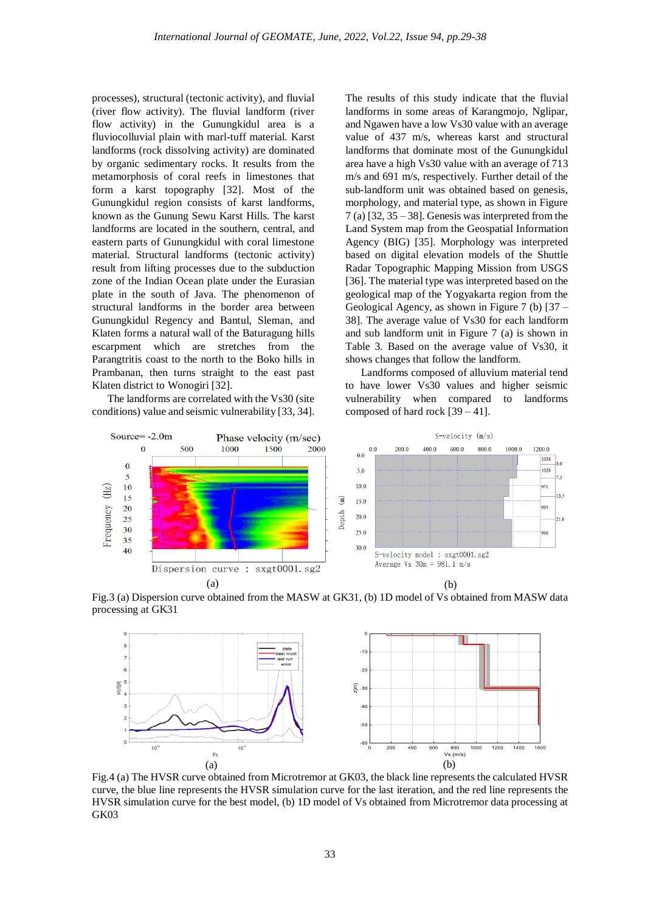processes), structural (tectonic activity), and fluvial (river flow activity). The fluvial landform (river flow activity) in the Gunungkidul area is a fluviocolluvial plain with marl-tuff material. Karst landforms (rock dissolving activity) are dominated by organic sedimentary rocks. It results from the metamorphosis of coral reefs in limestones that form a karst topography [32]. Most of the Gunungkidul region consists of karst landforms, known as the Gunung Sewu Karst Hills. The karst landforms are located in the southern, central, and eastern parts of Gunungkidul with coral limestone material. Structural landforms (tectonic activity) result from lifting processes due to the subduction zone of the Indian Ocean plate under the Eurasian plate in the south of Java. The phenomenon of structural landforms in the border area between Gunungkidul Regency and Bantul, Sleman, and Klaten forms a natural wall of the Baturagung hills escarpment which are stretches from the Parangtritis coast to the north to the Boko hills in Prambanan, then turns straight to the east past Klaten district to Wonogiri [32].

The landforms are correlated with the Vs30 (site conditions) value and seismic vulnerability [33, 34]. The results of this study indicate that the fluvial landforms in some areas of Karangmojo, Nglipar, and Ngawen have a low Vs30 value with an average value of 437 m/s, whereas karst and structural landforms that dominate most of the Gunungkidul area have a high Vs30 value with an average of 713 m/s and 691 m/s, respectively. Further detail of the sub-landform unit was obtained based on genesis, morphology, and material type, as shown in Figure 7 (a) [32, 35 – 38]. Genesis was interpreted from the Land System map from the Geospatial Information Agency (BIG) [35]. Morphology was interpreted based on digital elevation models of the Shuttle Radar Topographic Mapping Mission from USGS [36]. The material type was interpreted based on the geological map of the Yogyakarta region from the Geological Agency, as shown in Figure 7 (b) [37 – 38]. The average value of Vs30 for each landform and sub landform unit in Figure 7 (a) is shown in Table 3. Based on the average value of Vs30, it shows changes that follow the landform.

Landforms composed of alluvium material tend to have lower Vs30 values and higher seismic vulnerability when compared to landforms composed of hard rock [39 – 41].

Fig.3 (a) Dispersion curve obtained from the MASW at GK31, (b) 1D model of Vs obtained from MASW data processing at GK31

Fig.4 (a) The HVSR curve obtained from Microtremor at GK03, the black line represents the calculated HVSR curve, the blue line represents the HVSR simulation curve for the last iteration, and the red line represents the HVSR simulation curve for the best model, (b) 1D model of Vs obtained from Microtremor data processing at GK03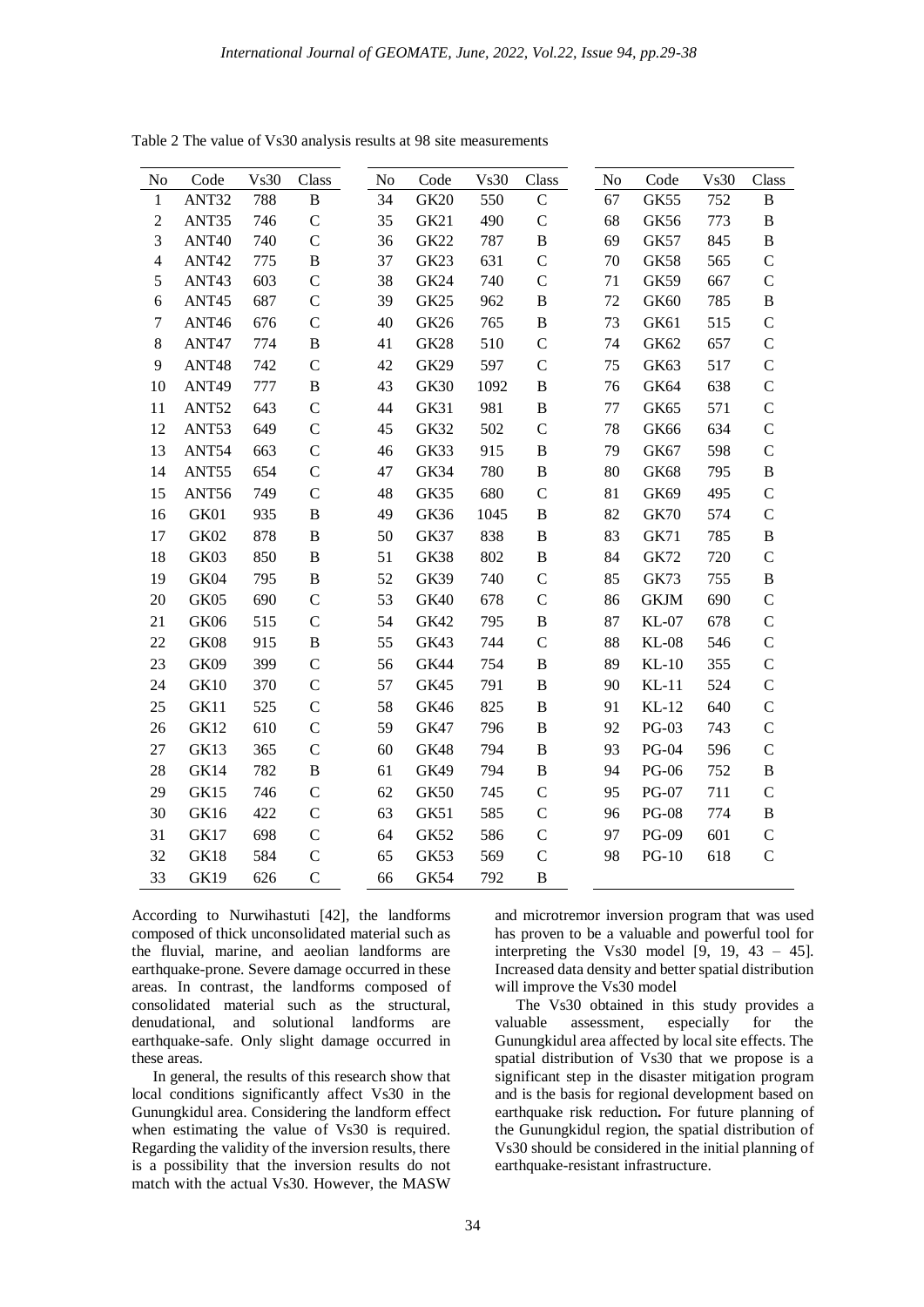Table 2 The value of Vs30 analysis results at 98 site measurements

| No | Code | Vs30 | Class | No | Code | Vs30 | Class | No | Code | Vs30 | Class |
|---|---|---|---|---|---|---|---|---|---|---|---|
| 1 | ANT32 | 788 | B | 34 | GK20 | 550 | C | 67 | GK55 | 752 | B |
| 2 | ANT35 | 746 | C | 35 | GK21 | 490 | C | 68 | GK56 | 773 | B |
| 3 | ANT40 | 740 | C | 36 | GK22 | 787 | B | 69 | GK57 | 845 | B |
| 4 | ANT42 | 775 | B | 37 | GK23 | 631 | C | 70 | GK58 | 565 | C |
| 5 | ANT43 | 603 | C | 38 | GK24 | 740 | C | 71 | GK59 | 667 | C |
| 6 | ANT45 | 687 | C | 39 | GK25 | 962 | B | 72 | GK60 | 785 | B |
| 7 | ANT46 | 676 | C | 40 | GK26 | 765 | B | 73 | GK61 | 515 | C |
| 8 | ANT47 | 774 | B | 41 | GK28 | 510 | C | 74 | GK62 | 657 | C |
| 9 | ANT48 | 742 | C | 42 | GK29 | 597 | C | 75 | GK63 | 517 | C |
| 10 | ANT49 | 777 | B | 43 | GK30 | 1092 | B | 76 | GK64 | 638 | C |
| 11 | ANT52 | 643 | C | 44 | GK31 | 981 | B | 77 | GK65 | 571 | C |
| 12 | ANT53 | 649 | C | 45 | GK32 | 502 | C | 78 | GK66 | 634 | C |
| 13 | ANT54 | 663 | C | 46 | GK33 | 915 | B | 79 | GK67 | 598 | C |
| 14 | ANT55 | 654 | C | 47 | GK34 | 780 | B | 80 | GK68 | 795 | B |
| 15 | ANT56 | 749 | C | 48 | GK35 | 680 | C | 81 | GK69 | 495 | C |
| 16 | GK01 | 935 | B | 49 | GK36 | 1045 | B | 82 | GK70 | 574 | C |
| 17 | GK02 | 878 | B | 50 | GK37 | 838 | B | 83 | GK71 | 785 | B |
| 18 | GK03 | 850 | B | 51 | GK38 | 802 | B | 84 | GK72 | 720 | C |
| 19 | GK04 | 795 | B | 52 | GK39 | 740 | C | 85 | GK73 | 755 | B |
| 20 | GK05 | 690 | C | 53 | GK40 | 678 | C | 86 | GKJM | 690 | C |
| 21 | GK06 | 515 | C | 54 | GK42 | 795 | B | 87 | KL-07 | 678 | C |
| 22 | GK08 | 915 | B | 55 | GK43 | 744 | C | 88 | KL-08 | 546 | C |
| 23 | GK09 | 399 | C | 56 | GK44 | 754 | B | 89 | KL-10 | 355 | C |
| 24 | GK10 | 370 | C | 57 | GK45 | 791 | B | 90 | KL-11 | 524 | C |
| 25 | GK11 | 525 | C | 58 | GK46 | 825 | B | 91 | KL-12 | 640 | C |
| 26 | GK12 | 610 | C | 59 | GK47 | 796 | B | 92 | PG-03 | 743 | C |
| 27 | GK13 | 365 | C | 60 | GK48 | 794 | B | 93 | PG-04 | 596 | C |
| 28 | GK14 | 782 | B | 61 | GK49 | 794 | B | 94 | PG-06 | 752 | B |
| 29 | GK15 | 746 | C | 62 | GK50 | 745 | C | 95 | PG-07 | 711 | C |
| 30 | GK16 | 422 | C | 63 | GK51 | 585 | C | 96 | PG-08 | 774 | B |
| 31 | GK17 | 698 | C | 64 | GK52 | 586 | C | 97 | PG-09 | 601 | C |
| 32 | GK18 | 584 | C | 65 | GK53 | 569 | C | 98 | PG-10 | 618 | C |
| 33 | GK19 | 626 | C | 66 | GK54 | 792 | B | | | | |

According to Nurwihastuti [42], the landforms composed of thick unconsolidated material such as the fluvial, marine, and aeolian landforms are earthquake-prone. Severe damage occurred in these areas. In contrast, the landforms composed of consolidated material such as the structural, denudational, and solutional landforms are earthquake-safe. Only slight damage occurred in these areas.

In general, the results of this research show that local conditions significantly affect Vs30 in the Gunungkidul area. Considering the landform effect when estimating the value of Vs30 is required. Regarding the validity of the inversion results, there is a possibility that the inversion results do not match with the actual Vs30. However, the MASW and microtremor inversion program that was used has proven to be a valuable and powerful tool for interpreting the Vs30 model [9, 19, 43 – 45]. Increased data density and better spatial distribution will improve the Vs30 model

The Vs30 obtained in this study provides a valuable assessment, especially for the Gunungkidul area affected by local site effects. The spatial distribution of Vs30 that we propose is a significant step in the disaster mitigation program and is the basis for regional development based on earthquake risk reduction**.** For future planning of the Gunungkidul region, the spatial distribution of Vs30 should be considered in the initial planning of earthquake-resistant infrastructure.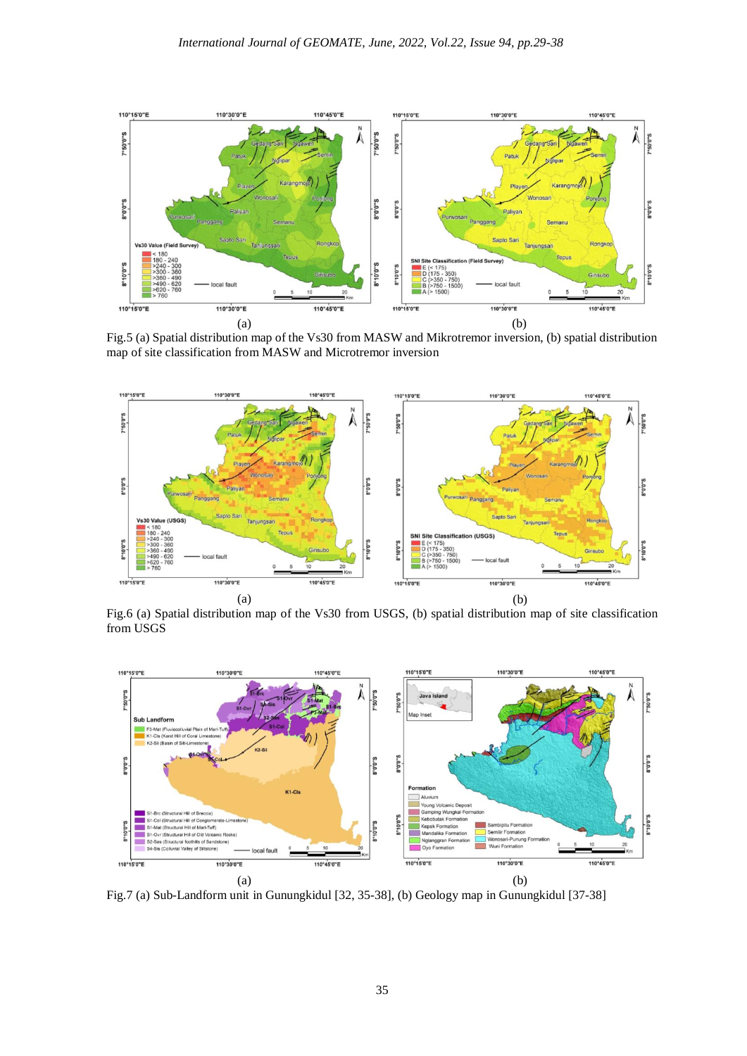Fig.5 (a) Spatial distribution map of the Vs30 from MASW and Mikrotremor inversion, (b) spatial distribution map of site classification from MASW and Microtremor inversion

Fig.6 (a) Spatial distribution map of the Vs30 from USGS, (b) spatial distribution map of site classification from USGS

Fig.7 (a) Sub-Landform unit in Gunungkidul [32, 35-38], (b) Geology map in Gunungkidul [37-38]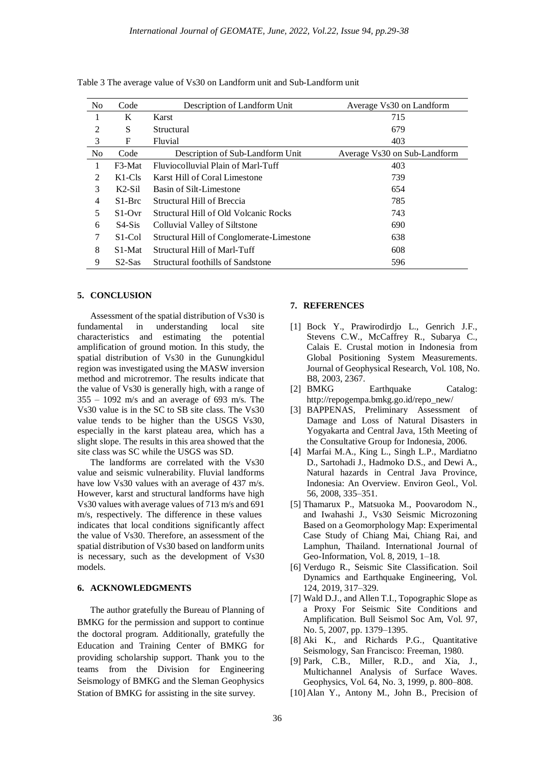Table 3 The average value of Vs30 on Landform unit and Sub-Landform unit

| No | Code | Description of Landform Unit | Average Vs30 on Landform |
|---|---|---|---|
| 1 | K | Karst | 715 |
| 2 | S | Structural | 679 |
| 3 | F | Fluvial | 403 |
| **No** | **Code** | **Description of Sub-Landform Unit** | **Average Vs30 on Sub-Landform** |
| 1 | F3-Mat | Fluviocolluvial Plain of Marl-Tuff | 403 |
| 2 | K1-Cls | Karst Hill of Coral Limestone | 739 |
| 3 | K2-Sil | Basin of Silt-Limestone | 654 |
| 4 | S1-Brc | Structural Hill of Breccia | 785 |
| 5 | S1-Ovr | Structural Hill of Old Volcanic Rocks | 743 |
| 6 | S4-Sis | Colluvial Valley of Siltstone | 690 |
| 7 | S1-Col | Structural Hill of Conglomerate-Limestone | 638 |
| 8 | S1-Mat | Structural Hill of Marl-Tuff | 608 |
| 9 | S2-Sas | Structural foothills of Sandstone | 596 |

## 5. CONCLUSION

Assessment of the spatial distribution of Vs30 is fundamental in understanding local site characteristics and estimating the potential amplification of ground motion. In this study, the spatial distribution of Vs30 in the Gunungkidul region was investigated using the MASW inversion method and microtremor. The results indicate that the value of Vs30 is generally high, with a range of 355 – 1092 m/s and an average of 693 m/s. The Vs30 value is in the SC to SB site class. The Vs30 value tends to be higher than the USGS Vs30, especially in the karst plateau area, which has a slight slope. The results in this area showed that the site class was SC while the USGS was SD.

The landforms are correlated with the Vs30 value and seismic vulnerability. Fluvial landforms have low Vs30 values with an average of 437 m/s. However, karst and structural landforms have high Vs30 values with average values of 713 m/s and 691 m/s, respectively. The difference in these values indicates that local conditions significantly affect the value of Vs30. Therefore, an assessment of the spatial distribution of Vs30 based on landform units is necessary, such as the development of Vs30 models.

## 6. ACKNOWLEDGMENTS

The author gratefully the Bureau of Planning of BMKG for the permission and support to continue the doctoral program. Additionally, gratefully the Education and Training Center of BMKG for providing scholarship support. Thank you to the teams from the Division for Engineering Seismology of BMKG and the Sleman Geophysics Station of BMKG for assisting in the site survey.

## 7. REFERENCES

[1] Bock Y., Prawirodirdjo L., Genrich J.F., Stevens C.W., McCaffrey R., Subarya C., Calais E. Crustal motion in Indonesia from Global Positioning System Measurements. Journal of Geophysical Research, Vol. 108, No. B8, 2003, 2367.

[2] BMKG Earthquake Catalog: http://repogempa.bmkg.go.id/repo_new/

[3] BAPPENAS, Preliminary Assessment of Damage and Loss of Natural Disasters in Yogyakarta and Central Java, 15th Meeting of the Consultative Group for Indonesia, 2006.

[4] Marfai M.A., King L., Singh L.P., Mardiatno D., Sartohadi J., Hadmoko D.S., and Dewi A., Natural hazards in Central Java Province, Indonesia: An Overview. Environ Geol., Vol. 56, 2008, 335–351.

[5] Thamarux P., Matsuoka M., Poovarodom N., and Iwahashi J., Vs30 Seismic Microzoning Based on a Geomorphology Map: Experimental Case Study of Chiang Mai, Chiang Rai, and Lamphun, Thailand. International Journal of Geo-Information, Vol. 8, 2019, 1–18.

[6] Verdugo R., Seismic Site Classification. Soil Dynamics and Earthquake Engineering, Vol. 124, 2019, 317–329.

[7] Wald D.J., and Allen T.I., Topographic Slope as a Proxy For Seismic Site Conditions and Amplification. Bull Seismol Soc Am, Vol. 97, No. 5, 2007, pp. 1379–1395.

[8] Aki K., and Richards P.G., Quantitative Seismology, San Francisco: Freeman, 1980.

[9] Park, C.B., Miller, R.D., and Xia, J., Multichannel Analysis of Surface Waves. Geophysics, Vol. 64, No. 3, 1999, p. 800–808.

[10] Alan Y., Antony M., John B., Precision of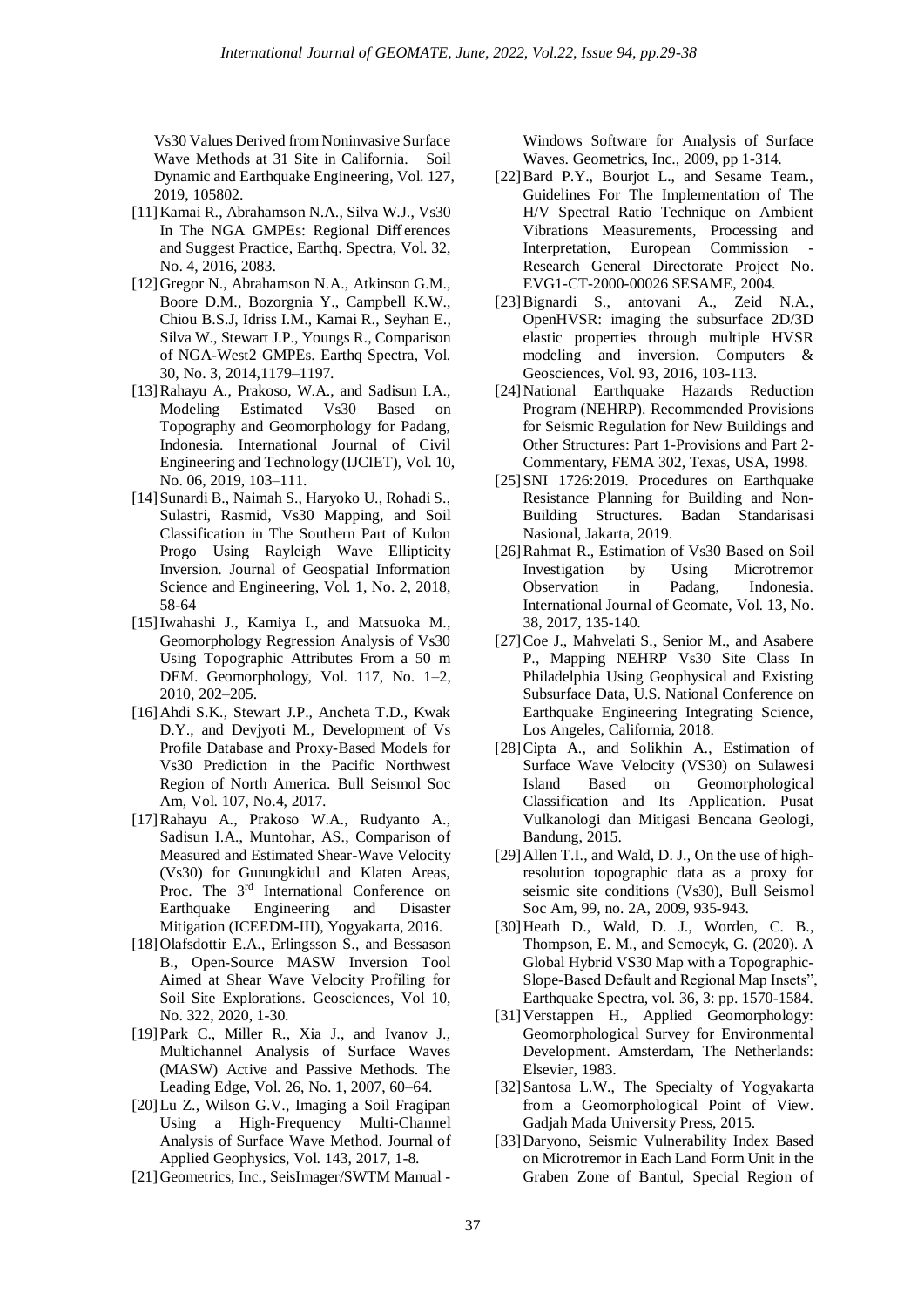Vs30 Values Derived from Noninvasive Surface Wave Methods at 31 Site in California. Soil Dynamic and Earthquake Engineering, Vol. 127, 2019, 105802.

[11] Kamai R., Abrahamson N.A., Silva W.J., Vs30 In The NGA GMPEs: Regional Differences and Suggest Practice, Earthq. Spectra, Vol. 32, No. 4, 2016, 2083.

[12] Gregor N., Abrahamson N.A., Atkinson G.M., Boore D.M., Bozorgnia Y., Campbell K.W., Chiou B.S.J, Idriss I.M., Kamai R., Seyhan E., Silva W., Stewart J.P., Youngs R., Comparison of NGA-West2 GMPEs. Earthq Spectra, Vol. 30, No. 3, 2014,1179–1197.

[13] Rahayu A., Prakoso, W.A., and Sadisun I.A., Modeling Estimated Vs30 Based on Topography and Geomorphology for Padang, Indonesia. International Journal of Civil Engineering and Technology (IJCIET), Vol. 10, No. 06, 2019, 103–111.

[14] Sunardi B., Naimah S., Haryoko U., Rohadi S., Sulastri, Rasmid, Vs30 Mapping, and Soil Classification in The Southern Part of Kulon Progo Using Rayleigh Wave Ellipticity Inversion. Journal of Geospatial Information Science and Engineering, Vol. 1, No. 2, 2018, 58-64

[15] Iwahashi J., Kamiya I., and Matsuoka M., Geomorphology Regression Analysis of Vs30 Using Topographic Attributes From a 50 m DEM. Geomorphology, Vol. 117, No. 1–2, 2010, 202–205.

[16] Ahdi S.K., Stewart J.P., Ancheta T.D., Kwak D.Y., and Devjyoti M., Development of Vs Profile Database and Proxy-Based Models for Vs30 Prediction in the Pacific Northwest Region of North America. Bull Seismol Soc Am, Vol. 107, No.4, 2017.

[17] Rahayu A., Prakoso W.A., Rudyanto A., Sadisun I.A., Muntohar, AS., Comparison of Measured and Estimated Shear-Wave Velocity (Vs30) for Gunungkidul and Klaten Areas, Proc. The 3rd International Conference on Earthquake Engineering and Disaster Mitigation (ICEEDM-III), Yogyakarta, 2016.

[18] Olafsdottir E.A., Erlingsson S., and Bessason B., Open-Source MASW Inversion Tool Aimed at Shear Wave Velocity Profiling for Soil Site Explorations. Geosciences, Vol 10, No. 322, 2020, 1-30.

[19] Park C., Miller R., Xia J., and Ivanov J., Multichannel Analysis of Surface Waves (MASW) Active and Passive Methods. The Leading Edge, Vol. 26, No. 1, 2007, 60–64.

[20] Lu Z., Wilson G.V., Imaging a Soil Fragipan Using a High-Frequency Multi-Channel Analysis of Surface Wave Method. Journal of Applied Geophysics, Vol. 143, 2017, 1-8.

[21] Geometrics, Inc., SeisImager/SWTM Manual - Windows Software for Analysis of Surface Waves. Geometrics, Inc., 2009, pp 1-314.

[22] Bard P.Y., Bourjot L., and Sesame Team., Guidelines For The Implementation of The H/V Spectral Ratio Technique on Ambient Vibrations Measurements, Processing and Interpretation, European Commission - Research General Directorate Project No. EVG1-CT-2000-00026 SESAME, 2004.

[23] Bignardi S., antovani A., Zeid N.A., OpenHVSR: imaging the subsurface 2D/3D elastic properties through multiple HVSR modeling and inversion. Computers & Geosciences, Vol. 93, 2016, 103-113.

[24] National Earthquake Hazards Reduction Program (NEHRP). Recommended Provisions for Seismic Regulation for New Buildings and Other Structures: Part 1-Provisions and Part 2-Commentary, FEMA 302, Texas, USA, 1998.

[25] SNI 1726:2019. Procedures on Earthquake Resistance Planning for Building and Non-Building Structures. Badan Standarisasi Nasional, Jakarta, 2019.

[26] Rahmat R., Estimation of Vs30 Based on Soil Investigation by Using Microtremor Observation in Padang, Indonesia. International Journal of Geomate, Vol. 13, No. 38, 2017, 135-140.

[27] Coe J., Mahvelati S., Senior M., and Asabere P., Mapping NEHRP Vs30 Site Class In Philadelphia Using Geophysical and Existing Subsurface Data, U.S. National Conference on Earthquake Engineering Integrating Science, Los Angeles, California, 2018.

[28] Cipta A., and Solikhin A., Estimation of Surface Wave Velocity (VS30) on Sulawesi Island Based on Geomorphological Classification and Its Application. Pusat Vulkanologi dan Mitigasi Bencana Geologi, Bandung, 2015.

[29] Allen T.I., and Wald, D. J., On the use of high-resolution topographic data as a proxy for seismic site conditions (Vs30), Bull Seismol Soc Am, 99, no. 2A, 2009, 935-943.

[30] Heath D., Wald, D. J., Worden, C. B., Thompson, E. M., and Scmocyk, G. (2020). A Global Hybrid VS30 Map with a Topographic-Slope-Based Default and Regional Map Insets", Earthquake Spectra, vol. 36, 3: pp. 1570-1584.

[31] Verstappen H., Applied Geomorphology: Geomorphological Survey for Environmental Development. Amsterdam, The Netherlands: Elsevier, 1983.

[32] Santosa L.W., The Specialty of Yogyakarta from a Geomorphological Point of View. Gadjah Mada University Press, 2015.

[33] Daryono, Seismic Vulnerability Index Based on Microtremor in Each Land Form Unit in the Graben Zone of Bantul, Special Region of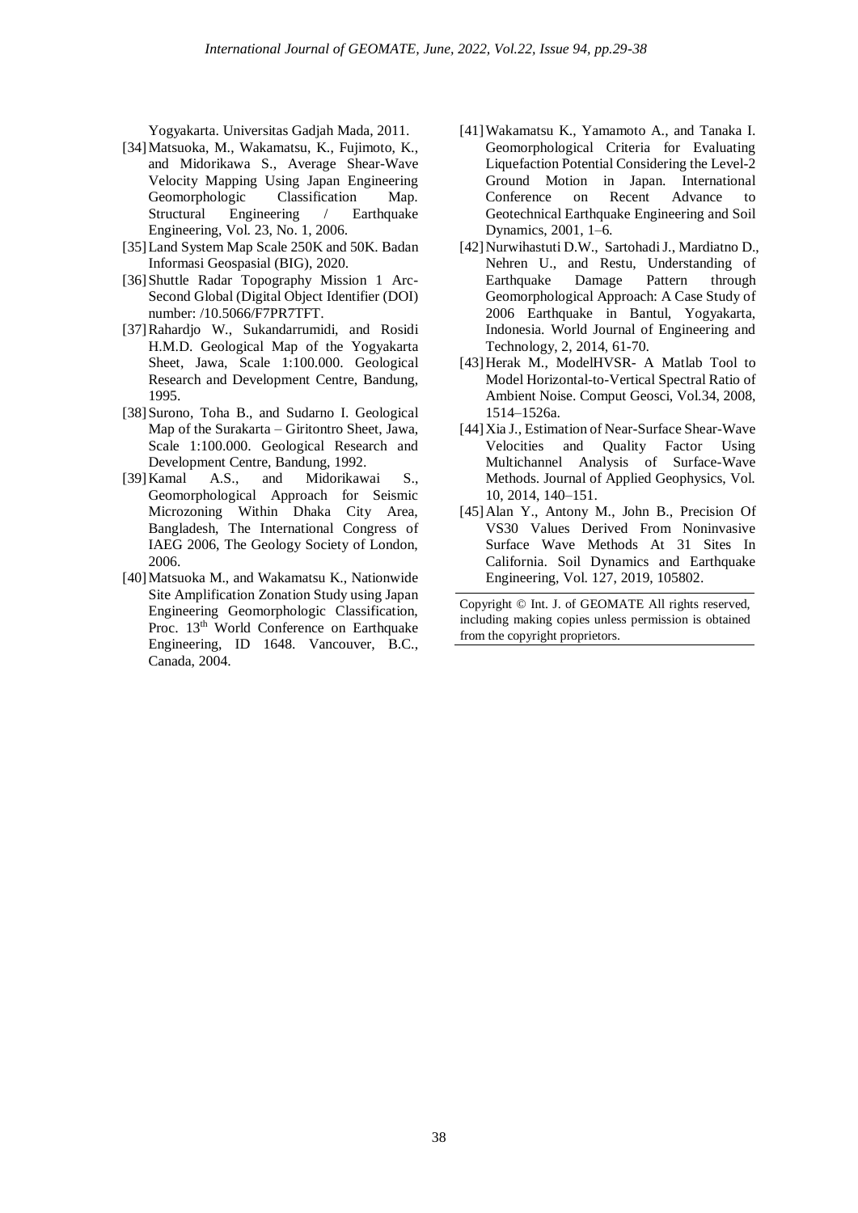Yogyakarta. Universitas Gadjah Mada, 2011.

[34] Matsuoka, M., Wakamatsu, K., Fujimoto, K., and Midorikawa S., Average Shear-Wave Velocity Mapping Using Japan Engineering Geomorphologic Classification Map. Structural Engineering / Earthquake Engineering, Vol. 23, No. 1, 2006.

[35] Land System Map Scale 250K and 50K. Badan Informasi Geospasial (BIG), 2020.

[36] Shuttle Radar Topography Mission 1 Arc-Second Global (Digital Object Identifier (DOI) number: /10.5066/F7PR7TFT.

[37] Rahardjo W., Sukandarrumidi, and Rosidi H.M.D. Geological Map of the Yogyakarta Sheet, Jawa, Scale 1:100.000. Geological Research and Development Centre, Bandung, 1995.

[38] Surono, Toha B., and Sudarno I. Geological Map of the Surakarta – Giritontro Sheet, Jawa, Scale 1:100.000. Geological Research and Development Centre, Bandung, 1992.

[39] Kamal A.S., and Midorikawai S., Geomorphological Approach for Seismic Microzoning Within Dhaka City Area, Bangladesh, The International Congress of IAEG 2006, The Geology Society of London, 2006.

[40] Matsuoka M., and Wakamatsu K., Nationwide Site Amplification Zonation Study using Japan Engineering Geomorphologic Classification, Proc. 13th World Conference on Earthquake Engineering, ID 1648. Vancouver, B.C., Canada, 2004.

[41] Wakamatsu K., Yamamoto A., and Tanaka I. Geomorphological Criteria for Evaluating Liquefaction Potential Considering the Level-2 Ground Motion in Japan. International Conference on Recent Advance to Geotechnical Earthquake Engineering and Soil Dynamics, 2001, 1–6.

[42] Nurwihastuti D.W., Sartohadi J., Mardiatno D., Nehren U., and Restu, Understanding of Earthquake Damage Pattern through Geomorphological Approach: A Case Study of 2006 Earthquake in Bantul, Yogyakarta, Indonesia. World Journal of Engineering and Technology, 2, 2014, 61-70.

[43] Herak M., ModelHVSR- A Matlab Tool to Model Horizontal-to-Vertical Spectral Ratio of Ambient Noise. Comput Geosci, Vol.34, 2008, 1514–1526a.

[44] Xia J., Estimation of Near-Surface Shear-Wave Velocities and Quality Factor Using Multichannel Analysis of Surface-Wave Methods. Journal of Applied Geophysics, Vol. 10, 2014, 140–151.

[45] Alan Y., Antony M., John B., Precision Of VS30 Values Derived From Noninvasive Surface Wave Methods At 31 Sites In California. Soil Dynamics and Earthquake Engineering, Vol. 127, 2019, 105802.

---

Copyright © Int. J. of GEOMATE All rights reserved, including making copies unless permission is obtained from the copyright proprietors.